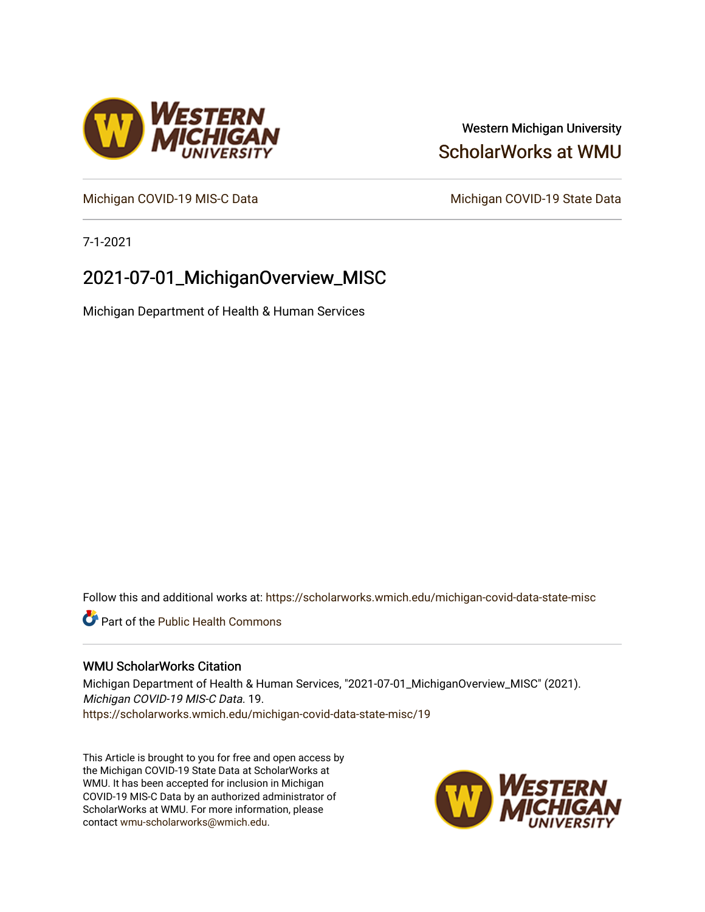Western Michigan University

ScholarWorks at WMU

Michigan COVID-19 MIS-C Data

Michigan COVID-19 State Data

7-1-2021

# 2021-07-01_MichiganOverview_MISC

Michigan Department of Health & Human Services

Follow this and additional works at: https://scholarworks.wmich.edu/michigan-covid-data-state-misc

Part of the Public Health Commons

## WMU ScholarWorks Citation

Michigan Department of Health & Human Services, "2021-07-01_MichiganOverview_MISC" (2021). *Michigan COVID-19 MIS-C Data*. 19.
https://scholarworks.wmich.edu/michigan-covid-data-state-misc/19

This Article is brought to you for free and open access by the Michigan COVID-19 State Data at ScholarWorks at WMU. It has been accepted for inclusion in Michigan COVID-19 MIS-C Data by an authorized administrator of ScholarWorks at WMU. For more information, please contact wmu-scholarworks@wmich.edu.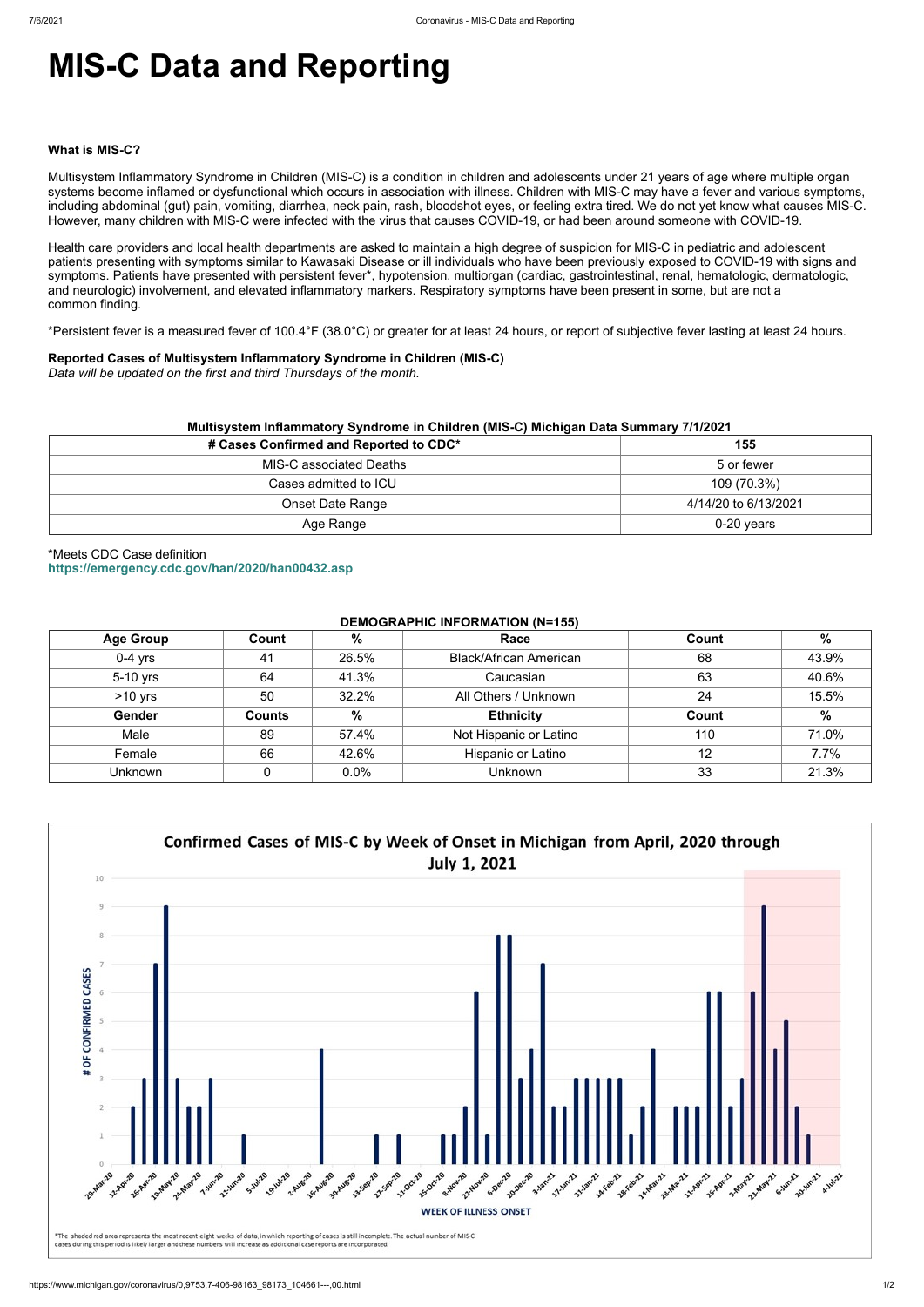# MIS-C Data and Reporting

**What is MIS-C?**

Multisystem Inflammatory Syndrome in Children (MIS-C) is a condition in children and adolescents under 21 years of age where multiple organ systems become inflamed or dysfunctional which occurs in association with illness. Children with MIS-C may have a fever and various symptoms, including abdominal (gut) pain, vomiting, diarrhea, neck pain, rash, bloodshot eyes, or feeling extra tired. We do not yet know what causes MIS-C. However, many children with MIS-C were infected with the virus that causes COVID-19, or had been around someone with COVID-19.

Health care providers and local health departments are asked to maintain a high degree of suspicion for MIS-C in pediatric and adolescent patients presenting with symptoms similar to Kawasaki Disease or ill individuals who have been previously exposed to COVID-19 with signs and symptoms. Patients have presented with persistent fever*, hypotension, multiorgan (cardiac, gastrointestinal, renal, hematologic, dermatologic, and neurologic) involvement, and elevated inflammatory markers. Respiratory symptoms have been present in some, but are not a common finding.

*Persistent fever is a measured fever of 100.4°F (38.0°C) or greater for at least 24 hours, or report of subjective fever lasting at least 24 hours.

**Reported Cases of Multisystem Inflammatory Syndrome in Children (MIS-C)**
*Data will be updated on the first and third Thursdays of the month.*

**Multisystem Inflammatory Syndrome in Children (MIS-C) Michigan Data Summary 7/1/2021**

| # Cases Confirmed and Reported to CDC* | 155 |
|---|---|
| MIS-C associated Deaths | 5 or fewer |
| Cases admitted to ICU | 109 (70.3%) |
| Onset Date Range | 4/14/20 to 6/13/2021 |
| Age Range | 0-20 years |

*Meets CDC Case definition
https://emergency.cdc.gov/han/2020/han00432.asp

**DEMOGRAPHIC INFORMATION (N=155)**

| Age Group | Count | % | Race | Count | % |
|---|---|---|---|---|---|
| 0-4 yrs | 41 | 26.5% | Black/African American | 68 | 43.9% |
| 5-10 yrs | 64 | 41.3% | Caucasian | 63 | 40.6% |
| >10 yrs | 50 | 32.2% | All Others / Unknown | 24 | 15.5% |
| **Gender** | **Counts** | **%** | **Ethnicity** | **Count** | **%** |
| Male | 89 | 57.4% | Not Hispanic or Latino | 110 | 71.0% |
| Female | 66 | 42.6% | Hispanic or Latino | 12 | 7.7% |
| Unknown | 0 | 0.0% | Unknown | 33 | 21.3% |

**Confirmed Cases of MIS-C by Week of Onset in Michigan from April, 2020 through July 1, 2021**

*The shaded red area represents the most recent eight weeks of data, in which reporting of cases is still incomplete. The actual number of MIS-C cases during this period is likely larger and these numbers will increase as additional case reports are incorporated.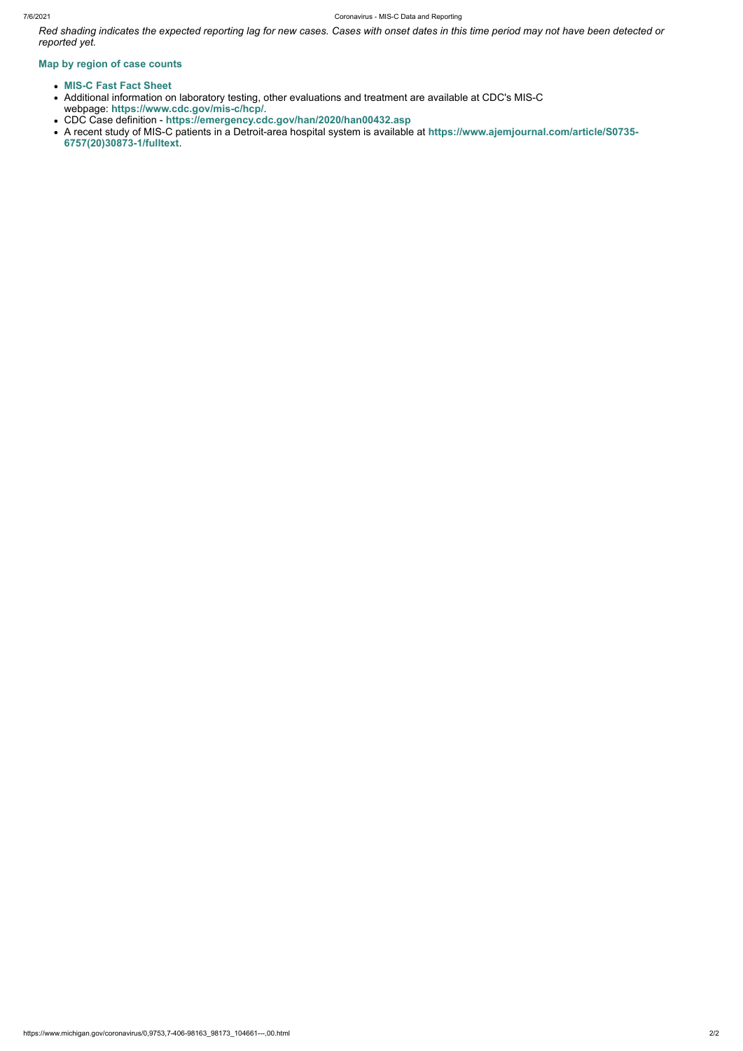*Red shading indicates the expected reporting lag for new cases. Cases with onset dates in this time period may not have been detected or reported yet.*

**Map by region of case counts**

- **MIS-C Fast Fact Sheet**
- Additional information on laboratory testing, other evaluations and treatment are available at CDC's MIS-C webpage: **https://www.cdc.gov/mis-c/hcp/**.
- CDC Case definition - **https://emergency.cdc.gov/han/2020/han00432.asp**
- A recent study of MIS-C patients in a Detroit-area hospital system is available at **https://www.ajemjournal.com/article/S0735-6757(20)30873-1/fulltext**.